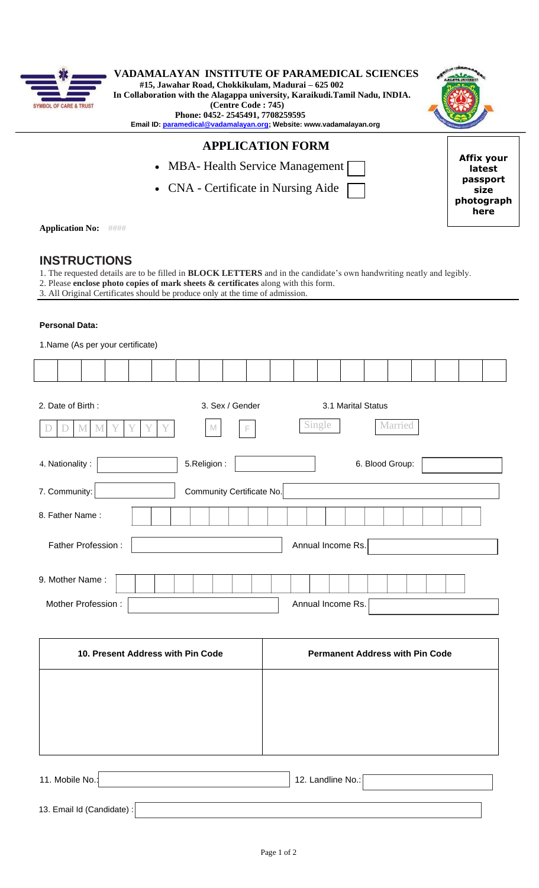**VADAMALAYAN INSTITUTE OF PARAMEDICAL SCIENCES**
**#15, Jawahar Road, Chokkikulam, Madurai – 625 002**
**In Collaboration with the Alagappa university, Karaikudi.Tamil Nadu, INDIA.**
**(Centre Code : 745)**
**Phone: 0452- 2545491, 7708259595**
**Email ID: paramedical@vadamalayan.org; Website: www.vadamalayan.org**

SYMBOL OF CARE & TRUST

## APPLICATION FORM

- MBA- Health Service Management ☐
- CNA - Certificate in Nursing Aide ☐

**Affix your latest passport size photograph here**

**Application No:** ####

## INSTRUCTIONS

1. The requested details are to be filled in **BLOCK LETTERS** and in the candidate's own handwriting neatly and legibly.
2. Please **enclose photo copies of mark sheets & certificates** along with this form.
3. All Original Certificates should be produce only at the time of admission.

**Personal Data:**

1.Name (As per your certificate)

2. Date of Birth : D D M M Y Y Y Y

3. Sex / Gender: M F

3.1 Marital Status: Single Married

4. Nationality :

5.Religion :

6. Blood Group:

7. Community:

Community Certificate No.

8. Father Name :

Father Profession :

Annual Income Rs.

9. Mother Name :

Mother Profession :

Annual Income Rs.

| 10. Present Address with Pin Code | Permanent Address with Pin Code |
|---|---|
| | |

11. Mobile No.:

12. Landline No.:

13. Email Id (Candidate) :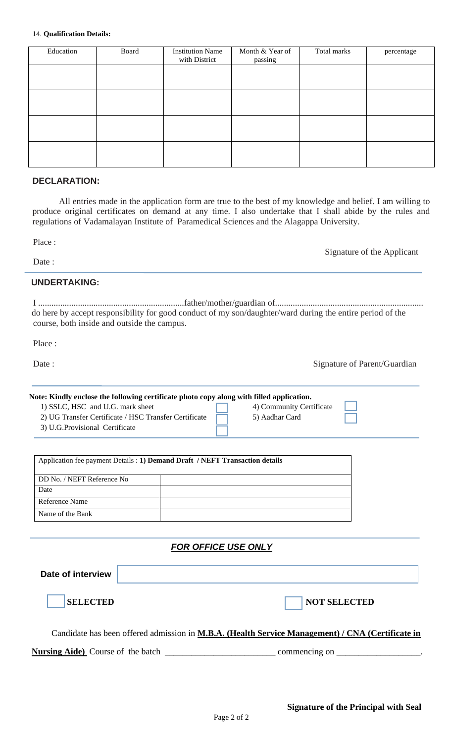14. **Qualification Details:**

| Education | Board | Institution Name with District | Month & Year of passing | Total marks | percentage |
|---|---|---|---|---|---|
| | | | | | |
| | | | | | |
| | | | | | |
| | | | | | |

## DECLARATION:

All entries made in the application form are true to the best of my knowledge and belief. I am willing to produce original certificates on demand at any time. I also undertake that I shall abide by the rules and regulations of Vadamalayan Institute of Paramedical Sciences and the Alagappa University.

Place :

Date :

Signature of the Applicant

## UNDERTAKING:

I ..................................................................father/mother/guardian of................................................................... do here by accept responsibility for good conduct of my son/daughter/ward during the entire period of the course, both inside and outside the campus.

Place :

Date :

Signature of Parent/Guardian

**Note: Kindly enclose the following certificate photo copy along with filled application.**

1) SSLC, HSC and U.G. mark sheet ☐
2) UG Transfer Certificate / HSC Transfer Certificate ☐
3) U.G.Provisional Certificate ☐
4) Community Certificate ☐
5) Aadhar Card ☐

| Application fee payment Details : **1) Demand Draft / NEFT Transaction details** | |
|---|---|
| DD No. / NEFT Reference No | |
| Date | |
| Reference Name | |
| Name of the Bank | |

### ***FOR OFFICE USE ONLY***

**Date of interview**

☐ **SELECTED** ☐ **NOT SELECTED**

Candidate has been offered admission in **M.B.A. (Health Service Management) / CNA (Certificate in Nursing Aide)** Course of the batch ________________________ commencing on __________________.

**Signature of the Principal with Seal**